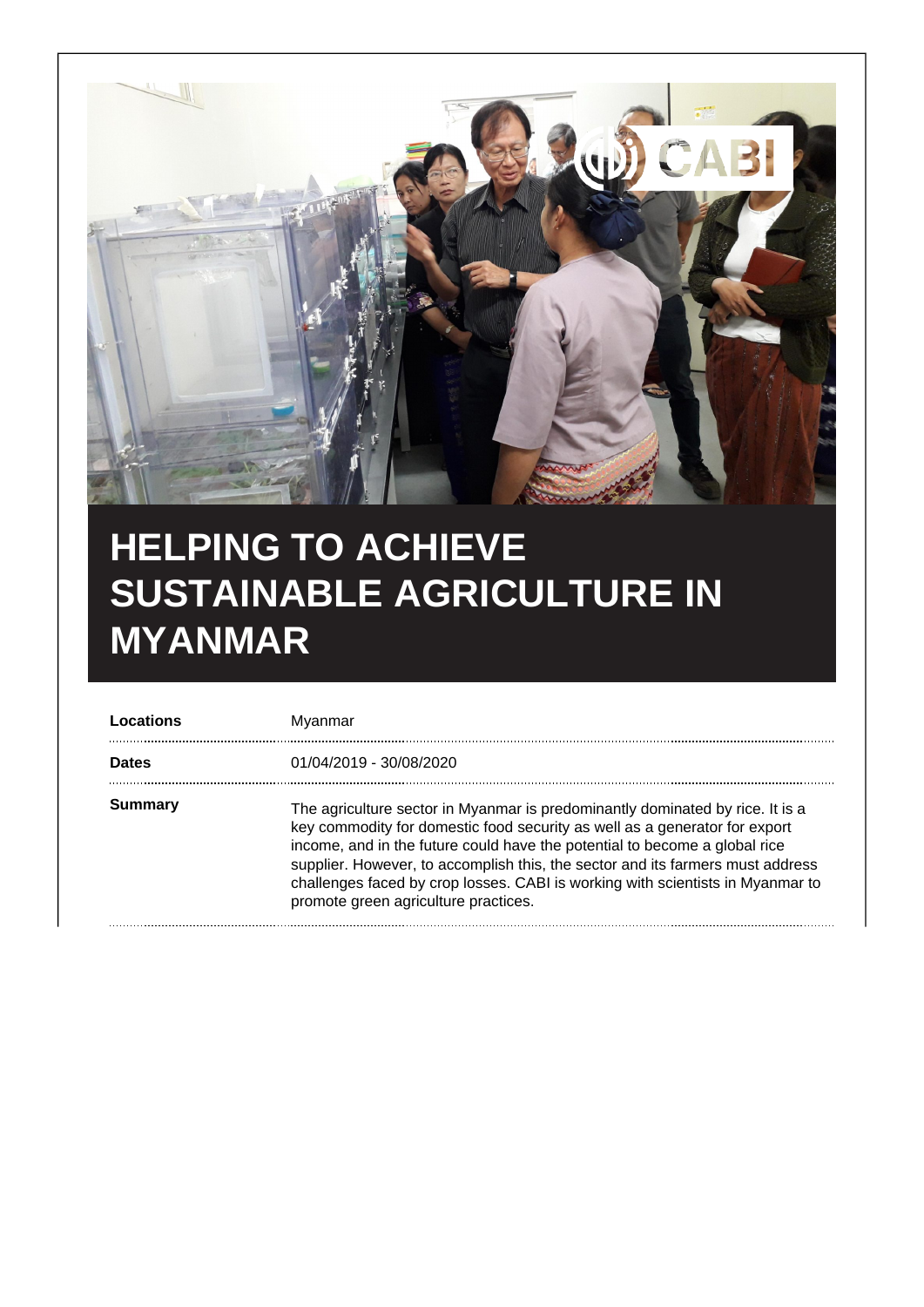# HELPING TO ACHIEVE SUSTAINABLE AGRICULTURE IN MYANMAR

| | |
|---|---|
| **Locations** | Myanmar |
| **Dates** | 01/04/2019 - 30/08/2020 |
| **Summary** | The agriculture sector in Myanmar is predominantly dominated by rice. It is a key commodity for domestic food security as well as a generator for export income, and in the future could have the potential to become a global rice supplier. However, to accomplish this, the sector and its farmers must address challenges faced by crop losses. CABI is working with scientists in Myanmar to promote green agriculture practices. |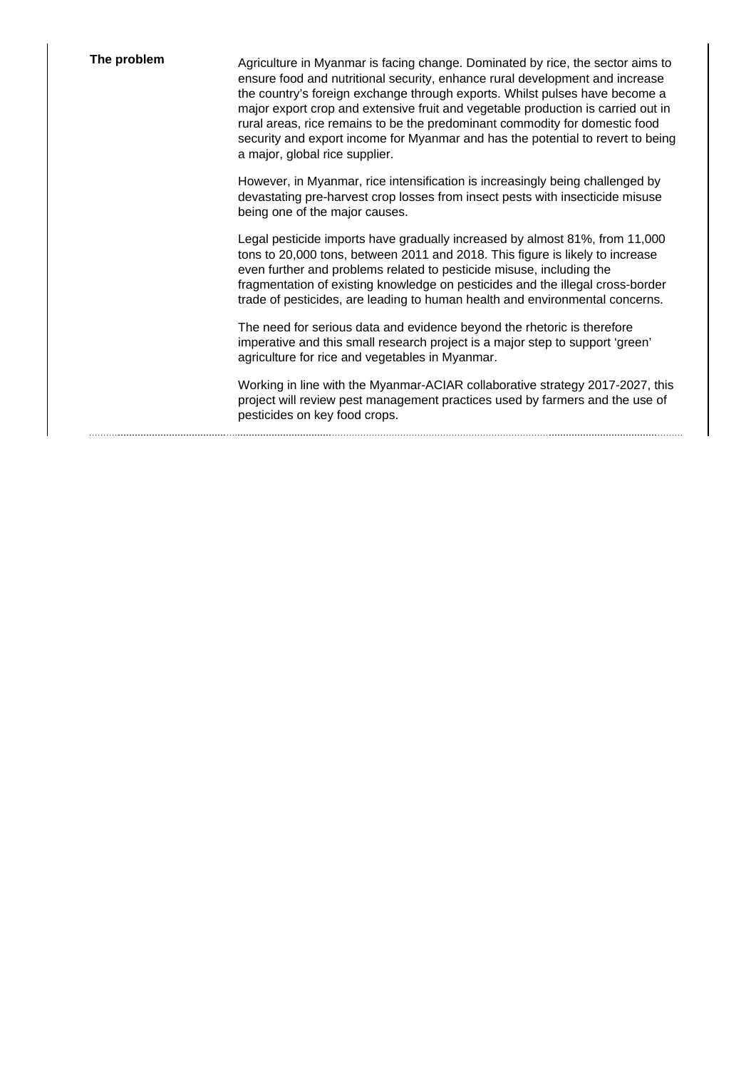## The problem

Agriculture in Myanmar is facing change. Dominated by rice, the sector aims to ensure food and nutritional security, enhance rural development and increase the country's foreign exchange through exports. Whilst pulses have become a major export crop and extensive fruit and vegetable production is carried out in rural areas, rice remains to be the predominant commodity for domestic food security and export income for Myanmar and has the potential to revert to being a major, global rice supplier.

However, in Myanmar, rice intensification is increasingly being challenged by devastating pre-harvest crop losses from insect pests with insecticide misuse being one of the major causes.

Legal pesticide imports have gradually increased by almost 81%, from 11,000 tons to 20,000 tons, between 2011 and 2018. This figure is likely to increase even further and problems related to pesticide misuse, including the fragmentation of existing knowledge on pesticides and the illegal cross-border trade of pesticides, are leading to human health and environmental concerns.

The need for serious data and evidence beyond the rhetoric is therefore imperative and this small research project is a major step to support 'green' agriculture for rice and vegetables in Myanmar.

Working in line with the Myanmar-ACIAR collaborative strategy 2017-2027, this project will review pest management practices used by farmers and the use of pesticides on key food crops.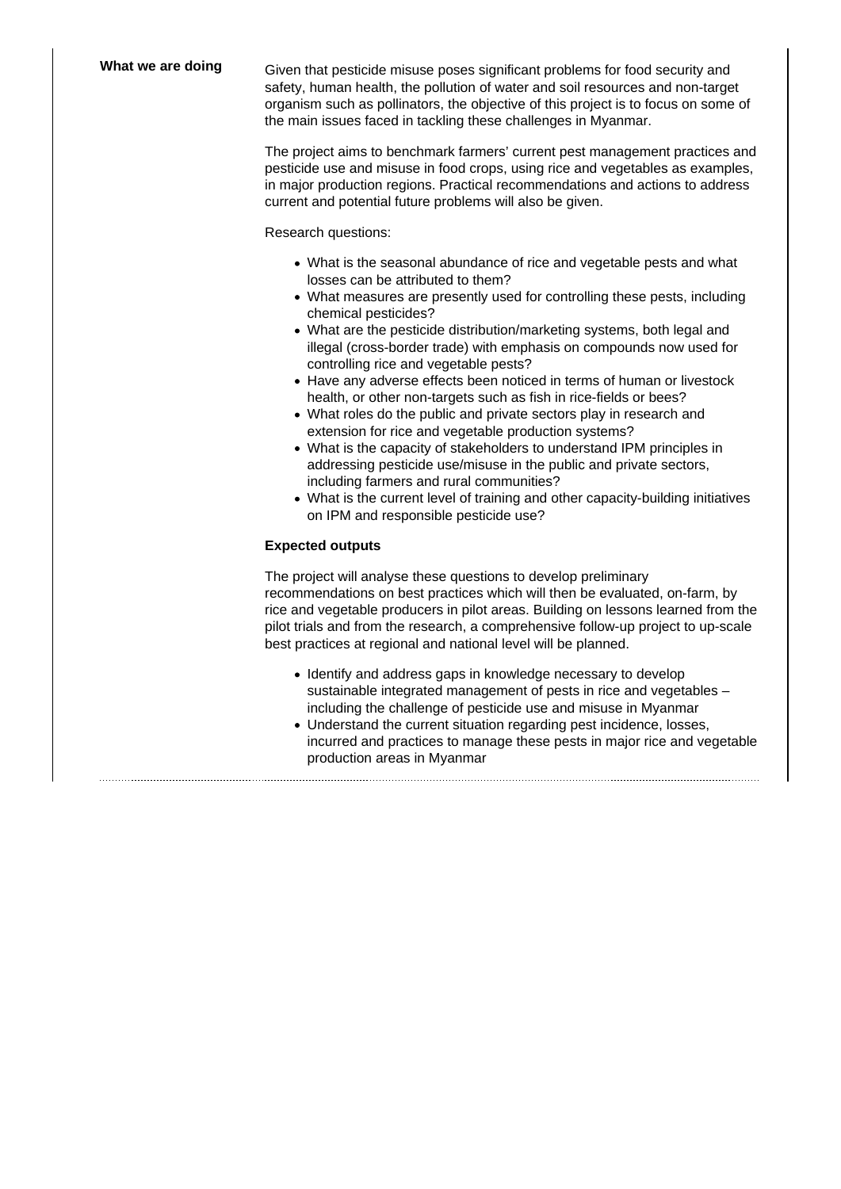**What we are doing**

Given that pesticide misuse poses significant problems for food security and safety, human health, the pollution of water and soil resources and non-target organism such as pollinators, the objective of this project is to focus on some of the main issues faced in tackling these challenges in Myanmar.

The project aims to benchmark farmers' current pest management practices and pesticide use and misuse in food crops, using rice and vegetables as examples, in major production regions. Practical recommendations and actions to address current and potential future problems will also be given.

Research questions:

- What is the seasonal abundance of rice and vegetable pests and what losses can be attributed to them?
- What measures are presently used for controlling these pests, including chemical pesticides?
- What are the pesticide distribution/marketing systems, both legal and illegal (cross-border trade) with emphasis on compounds now used for controlling rice and vegetable pests?
- Have any adverse effects been noticed in terms of human or livestock health, or other non-targets such as fish in rice-fields or bees?
- What roles do the public and private sectors play in research and extension for rice and vegetable production systems?
- What is the capacity of stakeholders to understand IPM principles in addressing pesticide use/misuse in the public and private sectors, including farmers and rural communities?
- What is the current level of training and other capacity-building initiatives on IPM and responsible pesticide use?

**Expected outputs**

The project will analyse these questions to develop preliminary recommendations on best practices which will then be evaluated, on-farm, by rice and vegetable producers in pilot areas. Building on lessons learned from the pilot trials and from the research, a comprehensive follow-up project to up-scale best practices at regional and national level will be planned.

- Identify and address gaps in knowledge necessary to develop sustainable integrated management of pests in rice and vegetables – including the challenge of pesticide use and misuse in Myanmar
- Understand the current situation regarding pest incidence, losses, incurred and practices to manage these pests in major rice and vegetable production areas in Myanmar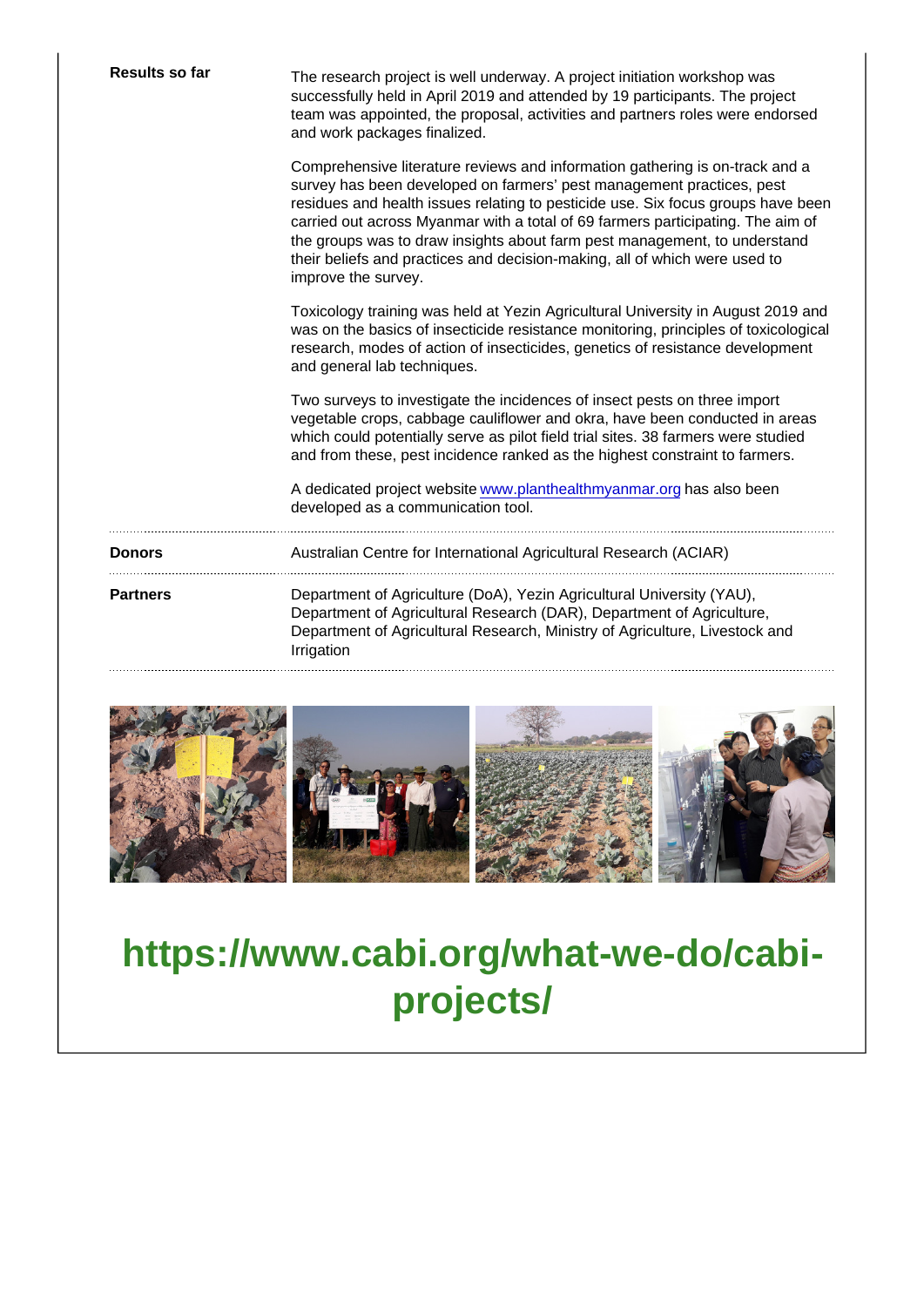**Results so far**

The research project is well underway. A project initiation workshop was successfully held in April 2019 and attended by 19 participants. The project team was appointed, the proposal, activities and partners roles were endorsed and work packages finalized.

Comprehensive literature reviews and information gathering is on-track and a survey has been developed on farmers' pest management practices, pest residues and health issues relating to pesticide use. Six focus groups have been carried out across Myanmar with a total of 69 farmers participating. The aim of the groups was to draw insights about farm pest management, to understand their beliefs and practices and decision-making, all of which were used to improve the survey.

Toxicology training was held at Yezin Agricultural University in August 2019 and was on the basics of insecticide resistance monitoring, principles of toxicological research, modes of action of insecticides, genetics of resistance development and general lab techniques.

Two surveys to investigate the incidences of insect pests on three import vegetable crops, cabbage cauliflower and okra, have been conducted in areas which could potentially serve as pilot field trial sites. 38 farmers were studied and from these, pest incidence ranked as the highest constraint to farmers.

A dedicated project website www.planthealthmyanmar.org has also been developed as a communication tool.

**Donors**

Australian Centre for International Agricultural Research (ACIAR)

**Partners**

Department of Agriculture (DoA), Yezin Agricultural University (YAU), Department of Agricultural Research (DAR), Department of Agriculture, Department of Agricultural Research, Ministry of Agriculture, Livestock and Irrigation

## https://www.cabi.org/what-we-do/cabi-projects/